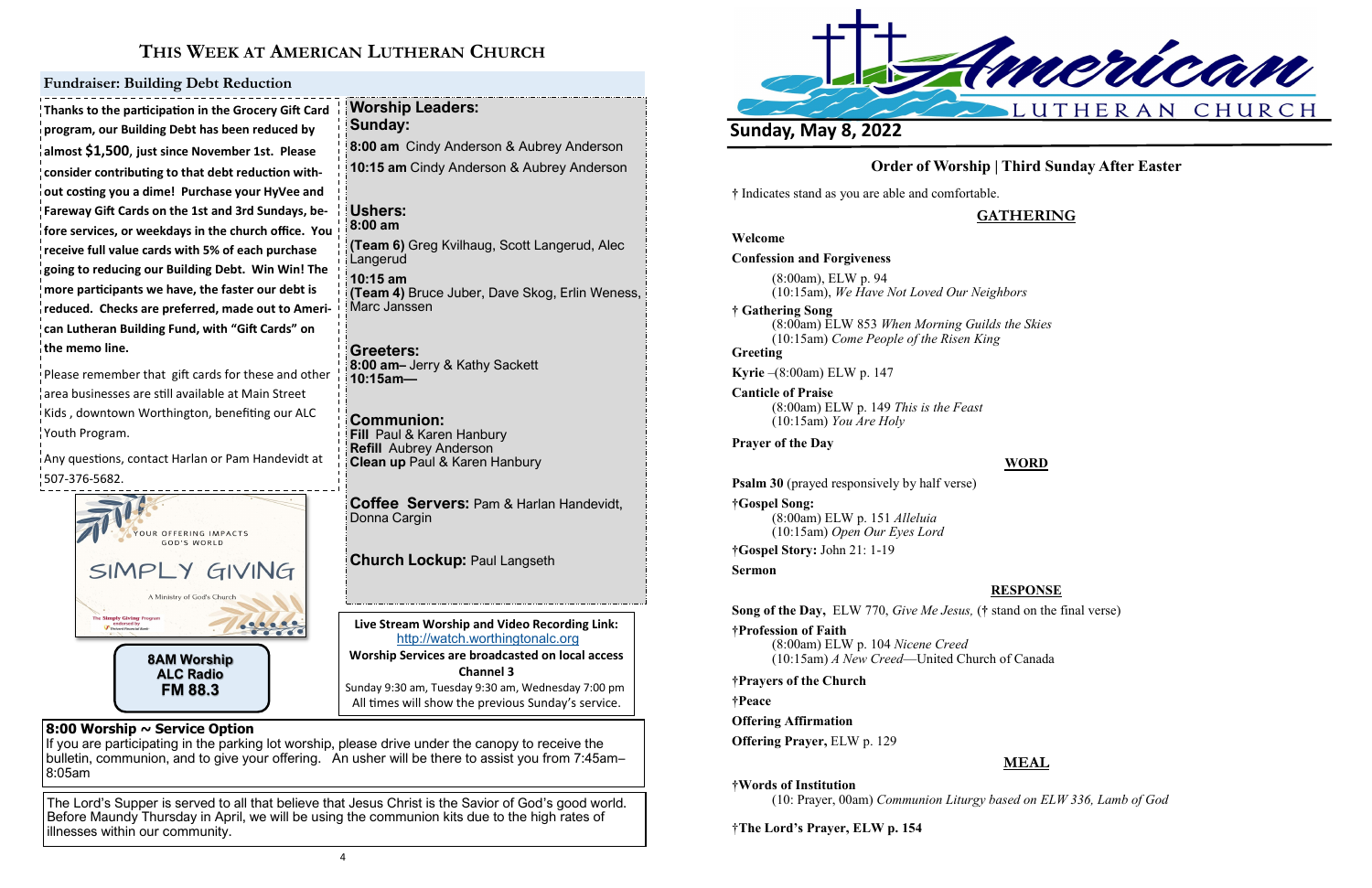# This Week at American Lutheran Church

## Fundraiser: Building Debt Reduction

**Thanks to the participation in the Grocery Gift Card program, our Building Debt has been reduced by almost $1,500, just since November 1st. Please consider contributing to that debt reduction without costing you a dime! Purchase your HyVee and Fareway Gift Cards on the 1st and 3rd Sundays, before services, or weekdays in the church office. You receive full value cards with 5% of each purchase going to reducing our Building Debt. Win Win! The more participants we have, the faster our debt is reduced. Checks are preferred, made out to American Lutheran Building Fund, with "Gift Cards" on the memo line.**

Please remember that gift cards for these and other area businesses are still available at Main Street Kids, downtown Worthington, benefiting our ALC Youth Program.

Any questions, contact Harlan or Pam Handevidt at 507-376-5682.

YOUR OFFERING IMPACTS GOD'S WORLD

SIMPLY GIVING

A Ministry of God's Church

**8AM Worship**
**ALC Radio**
**FM 88.3**

**Worship Leaders:**
**Sunday:**
**8:00 am** Cindy Anderson & Aubrey Anderson
**10:15 am** Cindy Anderson & Aubrey Anderson

**Ushers:**
**8:00 am**
**(Team 6)** Greg Kvilhaug, Scott Langerud, Alec Langerud
**10:15 am**
**(Team 4)** Bruce Juber, Dave Skog, Erlin Weness, Marc Janssen

**Greeters:**
**8:00 am–** Jerry & Kathy Sackett
**10:15am—**

**Communion:**
**Fill** Paul & Karen Hanbury
**Refill** Aubrey Anderson
**Clean up** Paul & Karen Hanbury

**Coffee Servers:** Pam & Harlan Handevidt, Donna Cargin

**Church Lockup:** Paul Langseth

**Live Stream Worship and Video Recording Link:**
http://watch.worthingtonalc.org
**Worship Services are broadcasted on local access Channel 3**
Sunday 9:30 am, Tuesday 9:30 am, Wednesday 7:00 pm
All times will show the previous Sunday's service.

**8:00 Worship ~ Service Option**
If you are participating in the parking lot worship, please drive under the canopy to receive the bulletin, communion, and to give your offering. An usher will be there to assist you from 7:45am–8:05am

The Lord's Supper is served to all that believe that Jesus Christ is the Savior of God's good world. Before Maundy Thursday in April, we will be using the communion kits due to the high rates of illnesses within our community.

---

American LUTHERAN CHURCH

## Sunday, May 8, 2022

### Order of Worship | Third Sunday After Easter

† Indicates stand as you are able and comfortable.

#### GATHERING

**Welcome**

**Confession and Forgiveness**
(8:00am), ELW p. 94
(10:15am), *We Have Not Loved Our Neighbors*

**† Gathering Song**
(8:00am) ELW 853 *When Morning Guilds the Skies*
(10:15am) *Come People of the Risen King*

**Greeting**

**Kyrie** –(8:00am) ELW p. 147

**Canticle of Praise**
(8:00am) ELW p. 149 *This is the Feast*
(10:15am) *You Are Holy*

**Prayer of the Day**

#### WORD

**Psalm 30** (prayed responsively by half verse)

**†Gospel Song:**
(8:00am) ELW p. 151 *Alleluia*
(10:15am) *Open Our Eyes Lord*

**†Gospel Story:** John 21: 1-19

**Sermon**

#### RESPONSE

**Song of the Day,** ELW 770, *Give Me Jesus,* († stand on the final verse)

**†Profession of Faith**
(8:00am) ELW p. 104 *Nicene Creed*
(10:15am) *A New Creed*—United Church of Canada

**†Prayers of the Church**

**†Peace**

**Offering Affirmation**

**Offering Prayer,** ELW p. 129

#### MEAL

**†Words of Institution**
(10: Prayer, 00am) *Communion Liturgy based on ELW 336, Lamb of God*

**†The Lord's Prayer, ELW p. 154**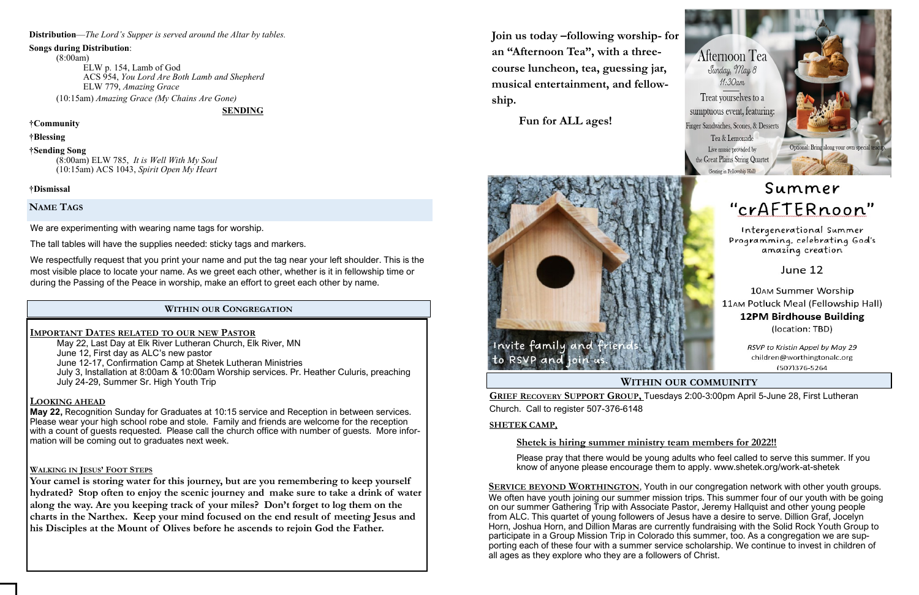**Distribution**—*The Lord's Supper is served around the Altar by tables.*

**Songs during Distribution**:

(8:00am)

ELW p. 154, Lamb of God
ACS 954, *You Lord Are Both Lamb and Shepherd*
ELW 779, *Amazing Grace*

(10:15am) *Amazing Grace (My Chains Are Gone)*

## SENDING

**†Community**

**†Blessing**

**†Sending Song**

(8:00am) ELW 785, *It is Well With My Soul*
(10:15am) ACS 1043, *Spirit Open My Heart*

**†Dismissal**

## Name Tags

We are experimenting with wearing name tags for worship.

The tall tables will have the supplies needed: sticky tags and markers.

We respectfully request that you print your name and put the tag near your left shoulder. This is the most visible place to locate your name. As we greet each other, whether is it in fellowship time or during the Passing of the Peace in worship, make an effort to greet each other by name.

## Within our Congregation

**Important Dates related to our new Pastor**

May 22, Last Day at Elk River Lutheran Church, Elk River, MN
June 12, First day as ALC's new pastor
June 12-17, Confirmation Camp at Shetek Lutheran Ministries
July 3, Installation at 8:00am & 10:00am Worship services. Pr. Heather Culuris, preaching
July 24-29, Summer Sr. High Youth Trip

**Looking ahead**

**May 22,** Recognition Sunday for Graduates at 10:15 service and Reception in between services. Please wear your high school robe and stole. Family and friends are welcome for the reception with a count of guests requested. Please call the church office with number of guests. More information will be coming out to graduates next week.

**Walking in Jesus' Foot Steps**

**Your camel is storing water for this journey, but are you remembering to keep yourself hydrated? Stop often to enjoy the scenic journey and make sure to take a drink of water along the way. Are you keeping track of your miles? Don't forget to log them on the charts in the Narthex. Keep your mind focused on the end result of meeting Jesus and his Disciples at the Mount of Olives before he ascends to rejoin God the Father.**

**Join us today –following worship- for an "Afternoon Tea", with a three-course luncheon, tea, guessing jar, musical entertainment, and fellowship.**

**Fun for ALL ages!**

Afternoon Tea
Sunday, May 8
11:30am
Treat yourselves to a sumptuous event, featuring:
Finger Sandwiches, Scones, & Desserts
Tea & Lemonade
Live music provided by the Great Plains String Quartet
(Seating in Fellowship Hall)
Optional: Bring along your own special teacup.

## Summer "crAFTERnoon"

Intergenerational Summer Programming, celebrating God's amazing creation

June 12

10AM Summer Worship
11AM Potluck Meal (Fellowship Hall)
**12PM Birdhouse Building**
(location: TBD)

*RSVP to Kristin Appel by May 29*
children@worthingtonalc.org
(507)376-5264

Invite family and friends to RSVP and join us.

## Within our community

**Grief Recovery Support Group,** Tuesdays 2:00-3:00pm April 5-June 28, First Lutheran Church. Call to register 507-376-6148

**Shetek Camp,**

**Shetek is hiring summer ministry team members for 2022!!**

Please pray that there would be young adults who feel called to serve this summer. If you know of anyone please encourage them to apply. www.shetek.org/work-at-shetek

**Service beyond Worthington**, Youth in our congregation network with other youth groups. We often have youth joining our summer mission trips. This summer four of our youth with be going on our summer Gathering Trip with Associate Pastor, Jeremy Hallquist and other young people from ALC. This quartet of young followers of Jesus have a desire to serve. Dillion Graf, Jocelyn Horn, Joshua Horn, and Dillion Maras are currently fundraising with the Solid Rock Youth Group to participate in a Group Mission Trip in Colorado this summer, too. As a congregation we are supporting each of these four with a summer service scholarship. We continue to invest in children of all ages as they explore who they are a followers of Christ.